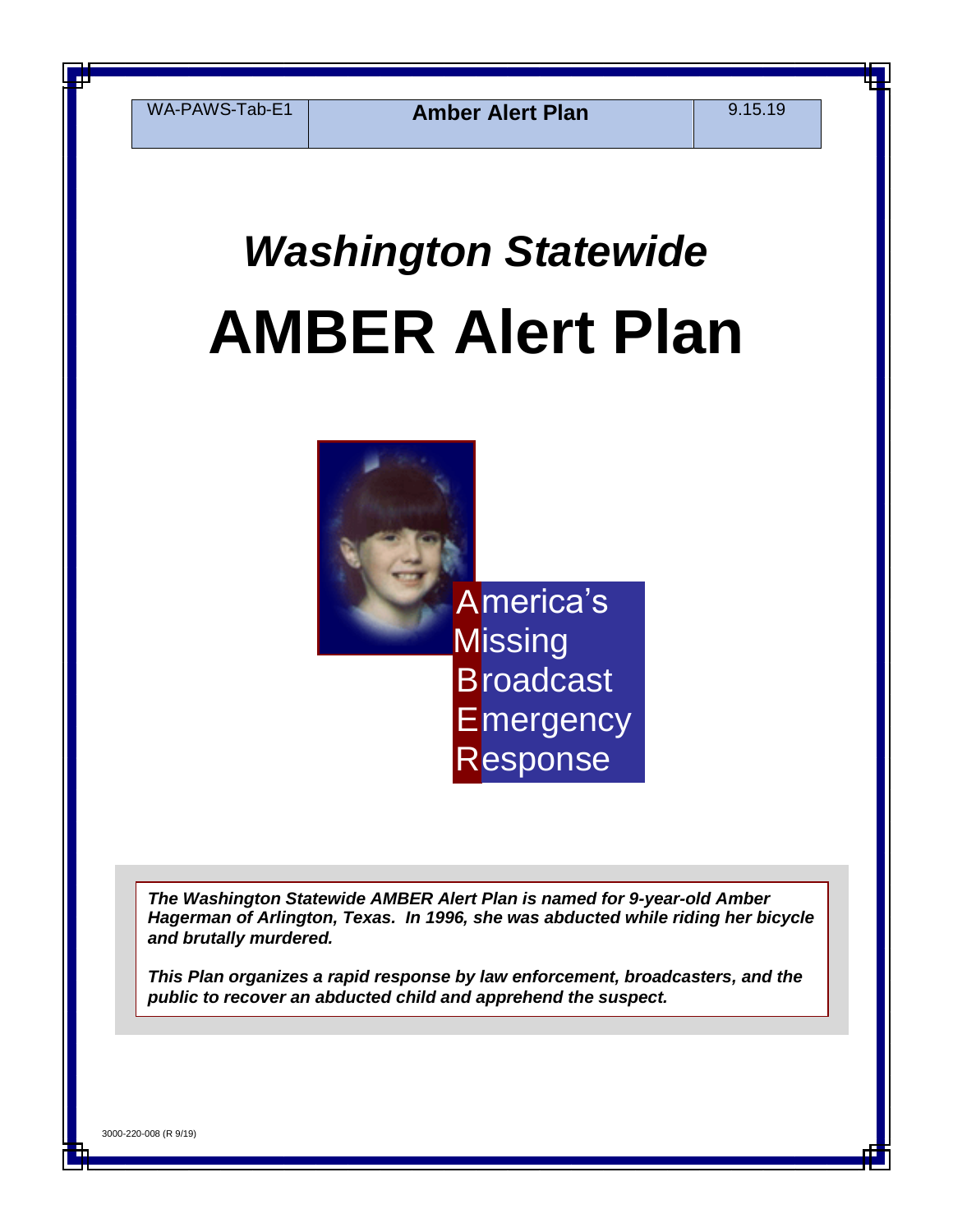| WA-PAWS-Tab-E1 | **Amber Alert Plan** | 9.15.19 |
| --- | --- | --- |

# *Washington Statewide*

# AMBER Alert Plan

**A**merica's
**M**issing
**B**roadcast
**E**mergency
**R**esponse

***The Washington Statewide AMBER Alert Plan is named for 9-year-old Amber Hagerman of Arlington, Texas. In 1996, she was abducted while riding her bicycle and brutally murdered.***

***This Plan organizes a rapid response by law enforcement, broadcasters, and the public to recover an abducted child and apprehend the suspect.***

3000-220-008 (R 9/19)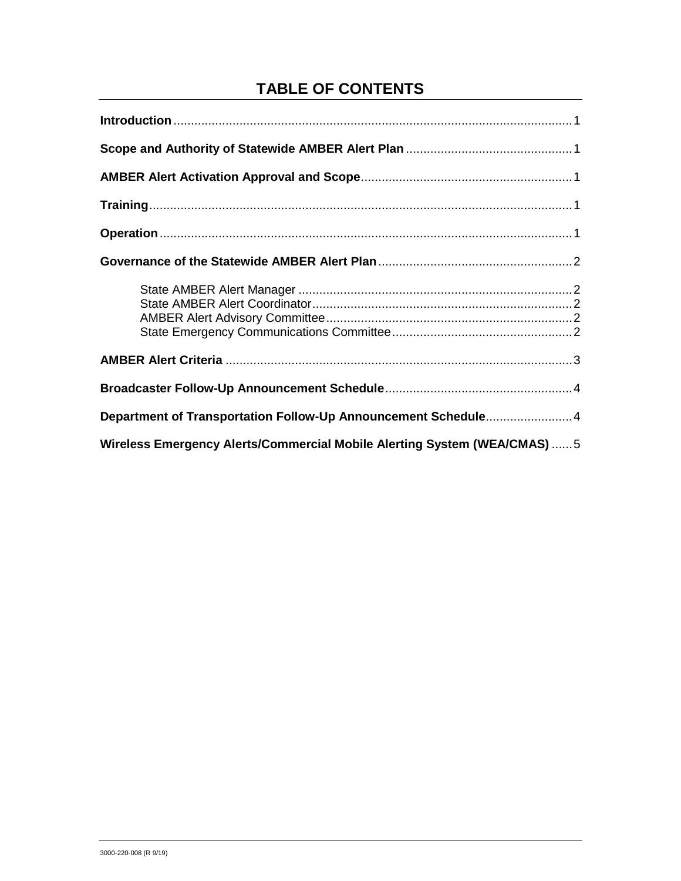# TABLE OF CONTENTS

**Introduction** .......... 1

**Scope and Authority of Statewide AMBER Alert Plan** .......... 1

**AMBER Alert Activation Approval and Scope** .......... 1

**Training** .......... 1

**Operation** .......... 1

**Governance of the Statewide AMBER Alert Plan** .......... 2

- State AMBER Alert Manager .......... 2
- State AMBER Alert Coordinator .......... 2
- AMBER Alert Advisory Committee .......... 2
- State Emergency Communications Committee .......... 2

**AMBER Alert Criteria** .......... 3

**Broadcaster Follow-Up Announcement Schedule** .......... 4

**Department of Transportation Follow-Up Announcement Schedule** .......... 4

**Wireless Emergency Alerts/Commercial Mobile Alerting System (WEA/CMAS)** .......... 5

3000-220-008 (R 9/19)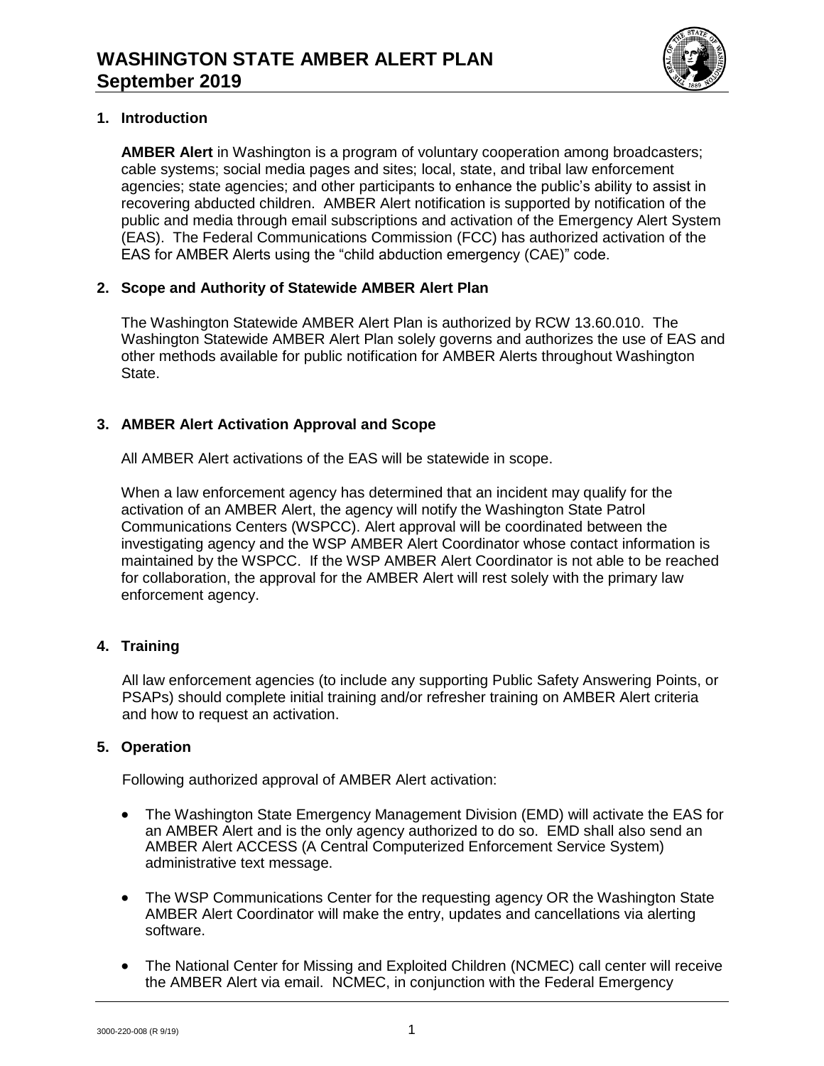# WASHINGTON STATE AMBER ALERT PLAN
# September 2019

## 1. Introduction

**AMBER Alert** in Washington is a program of voluntary cooperation among broadcasters; cable systems; social media pages and sites; local, state, and tribal law enforcement agencies; state agencies; and other participants to enhance the public's ability to assist in recovering abducted children. AMBER Alert notification is supported by notification of the public and media through email subscriptions and activation of the Emergency Alert System (EAS). The Federal Communications Commission (FCC) has authorized activation of the EAS for AMBER Alerts using the "child abduction emergency (CAE)" code.

## 2. Scope and Authority of Statewide AMBER Alert Plan

The Washington Statewide AMBER Alert Plan is authorized by RCW 13.60.010. The Washington Statewide AMBER Alert Plan solely governs and authorizes the use of EAS and other methods available for public notification for AMBER Alerts throughout Washington State.

## 3. AMBER Alert Activation Approval and Scope

All AMBER Alert activations of the EAS will be statewide in scope.

When a law enforcement agency has determined that an incident may qualify for the activation of an AMBER Alert, the agency will notify the Washington State Patrol Communications Centers (WSPCC). Alert approval will be coordinated between the investigating agency and the WSP AMBER Alert Coordinator whose contact information is maintained by the WSPCC. If the WSP AMBER Alert Coordinator is not able to be reached for collaboration, the approval for the AMBER Alert will rest solely with the primary law enforcement agency.

## 4. Training

All law enforcement agencies (to include any supporting Public Safety Answering Points, or PSAPs) should complete initial training and/or refresher training on AMBER Alert criteria and how to request an activation.

## 5. Operation

Following authorized approval of AMBER Alert activation:

- The Washington State Emergency Management Division (EMD) will activate the EAS for an AMBER Alert and is the only agency authorized to do so. EMD shall also send an AMBER Alert ACCESS (A Central Computerized Enforcement Service System) administrative text message.
- The WSP Communications Center for the requesting agency OR the Washington State AMBER Alert Coordinator will make the entry, updates and cancellations via alerting software.
- The National Center for Missing and Exploited Children (NCMEC) call center will receive the AMBER Alert via email. NCMEC, in conjunction with the Federal Emergency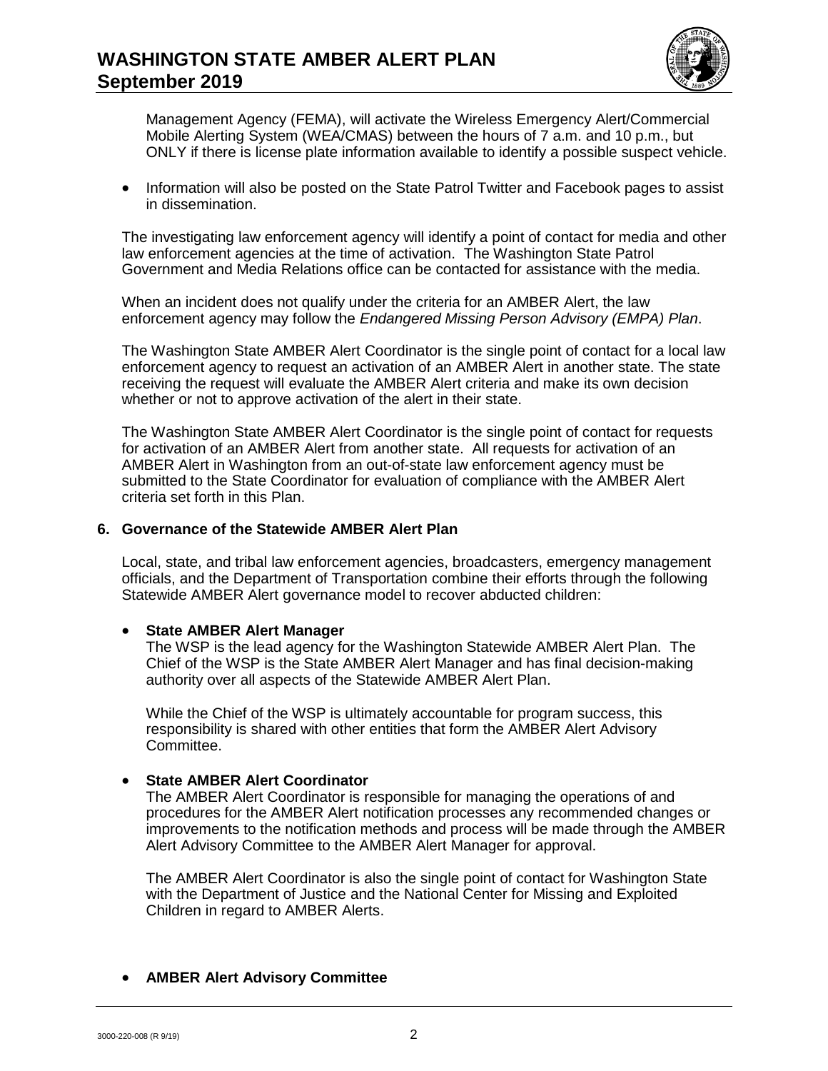Management Agency (FEMA), will activate the Wireless Emergency Alert/Commercial Mobile Alerting System (WEA/CMAS) between the hours of 7 a.m. and 10 p.m., but ONLY if there is license plate information available to identify a possible suspect vehicle.

- Information will also be posted on the State Patrol Twitter and Facebook pages to assist in dissemination.

The investigating law enforcement agency will identify a point of contact for media and other law enforcement agencies at the time of activation. The Washington State Patrol Government and Media Relations office can be contacted for assistance with the media.

When an incident does not qualify under the criteria for an AMBER Alert, the law enforcement agency may follow the *Endangered Missing Person Advisory (EMPA) Plan*.

The Washington State AMBER Alert Coordinator is the single point of contact for a local law enforcement agency to request an activation of an AMBER Alert in another state. The state receiving the request will evaluate the AMBER Alert criteria and make its own decision whether or not to approve activation of the alert in their state.

The Washington State AMBER Alert Coordinator is the single point of contact for requests for activation of an AMBER Alert from another state. All requests for activation of an AMBER Alert in Washington from an out-of-state law enforcement agency must be submitted to the State Coordinator for evaluation of compliance with the AMBER Alert criteria set forth in this Plan.

## 6. Governance of the Statewide AMBER Alert Plan

Local, state, and tribal law enforcement agencies, broadcasters, emergency management officials, and the Department of Transportation combine their efforts through the following Statewide AMBER Alert governance model to recover abducted children:

- **State AMBER Alert Manager**

  The WSP is the lead agency for the Washington Statewide AMBER Alert Plan. The Chief of the WSP is the State AMBER Alert Manager and has final decision-making authority over all aspects of the Statewide AMBER Alert Plan.

  While the Chief of the WSP is ultimately accountable for program success, this responsibility is shared with other entities that form the AMBER Alert Advisory Committee.

- **State AMBER Alert Coordinator**

  The AMBER Alert Coordinator is responsible for managing the operations of and procedures for the AMBER Alert notification processes any recommended changes or improvements to the notification methods and process will be made through the AMBER Alert Advisory Committee to the AMBER Alert Manager for approval.

  The AMBER Alert Coordinator is also the single point of contact for Washington State with the Department of Justice and the National Center for Missing and Exploited Children in regard to AMBER Alerts.

- **AMBER Alert Advisory Committee**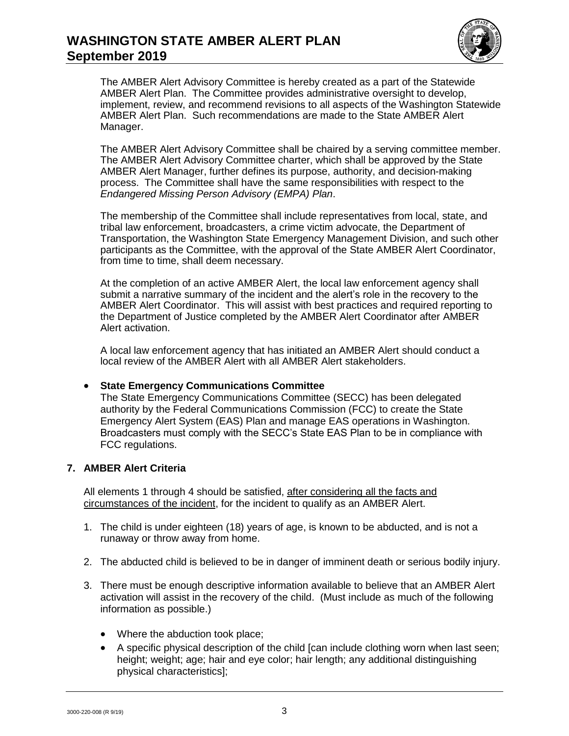The AMBER Alert Advisory Committee is hereby created as a part of the Statewide AMBER Alert Plan. The Committee provides administrative oversight to develop, implement, review, and recommend revisions to all aspects of the Washington Statewide AMBER Alert Plan. Such recommendations are made to the State AMBER Alert Manager.

The AMBER Alert Advisory Committee shall be chaired by a serving committee member. The AMBER Alert Advisory Committee charter, which shall be approved by the State AMBER Alert Manager, further defines its purpose, authority, and decision-making process. The Committee shall have the same responsibilities with respect to the *Endangered Missing Person Advisory (EMPA) Plan*.

The membership of the Committee shall include representatives from local, state, and tribal law enforcement, broadcasters, a crime victim advocate, the Department of Transportation, the Washington State Emergency Management Division, and such other participants as the Committee, with the approval of the State AMBER Alert Coordinator, from time to time, shall deem necessary.

At the completion of an active AMBER Alert, the local law enforcement agency shall submit a narrative summary of the incident and the alert's role in the recovery to the AMBER Alert Coordinator. This will assist with best practices and required reporting to the Department of Justice completed by the AMBER Alert Coordinator after AMBER Alert activation.

A local law enforcement agency that has initiated an AMBER Alert should conduct a local review of the AMBER Alert with all AMBER Alert stakeholders.

- **State Emergency Communications Committee**
  The State Emergency Communications Committee (SECC) has been delegated authority by the Federal Communications Commission (FCC) to create the State Emergency Alert System (EAS) Plan and manage EAS operations in Washington. Broadcasters must comply with the SECC's State EAS Plan to be in compliance with FCC regulations.

## 7. AMBER Alert Criteria

All elements 1 through 4 should be satisfied, <u>after considering all the facts and circumstances of the incident</u>, for the incident to qualify as an AMBER Alert.

1. The child is under eighteen (18) years of age, is known to be abducted, and is not a runaway or throw away from home.

2. The abducted child is believed to be in danger of imminent death or serious bodily injury.

3. There must be enough descriptive information available to believe that an AMBER Alert activation will assist in the recovery of the child. (Must include as much of the following information as possible.)

   - Where the abduction took place;
   - A specific physical description of the child [can include clothing worn when last seen; height; weight; age; hair and eye color; hair length; any additional distinguishing physical characteristics];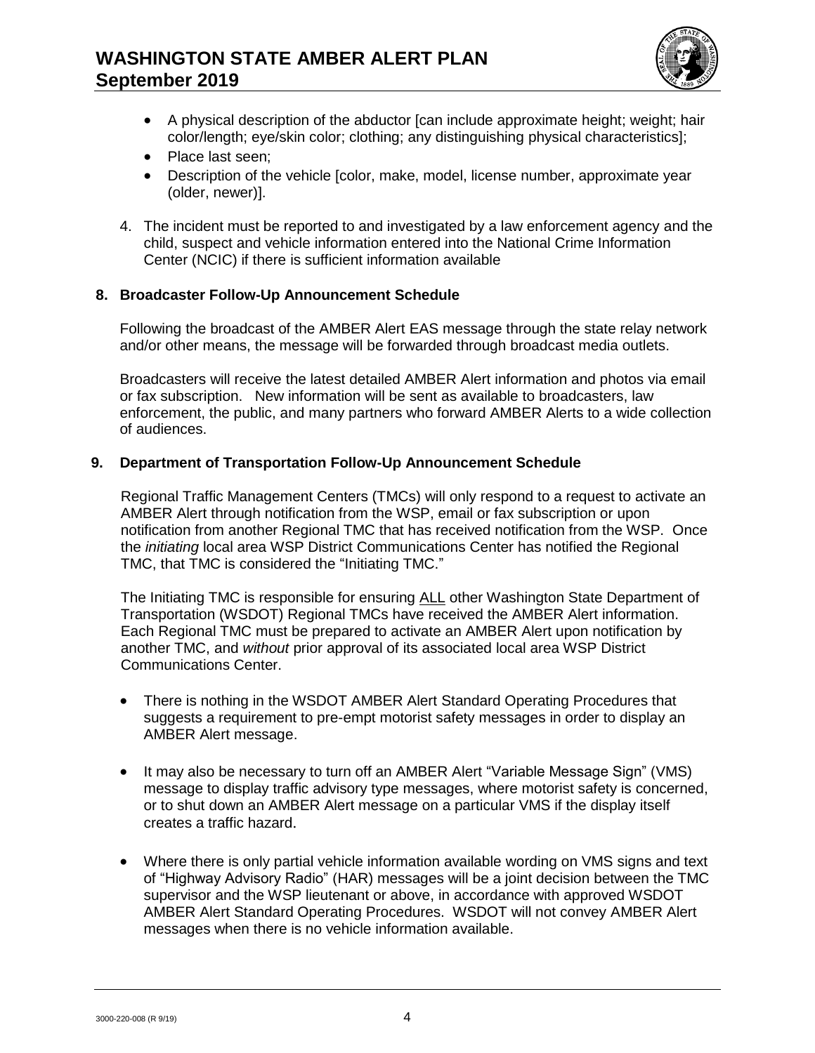- A physical description of the abductor [can include approximate height; weight; hair color/length; eye/skin color; clothing; any distinguishing physical characteristics];
- Place last seen;
- Description of the vehicle [color, make, model, license number, approximate year (older, newer)].

4. The incident must be reported to and investigated by a law enforcement agency and the child, suspect and vehicle information entered into the National Crime Information Center (NCIC) if there is sufficient information available

## 8. Broadcaster Follow-Up Announcement Schedule

Following the broadcast of the AMBER Alert EAS message through the state relay network and/or other means, the message will be forwarded through broadcast media outlets.

Broadcasters will receive the latest detailed AMBER Alert information and photos via email or fax subscription. New information will be sent as available to broadcasters, law enforcement, the public, and many partners who forward AMBER Alerts to a wide collection of audiences.

## 9. Department of Transportation Follow-Up Announcement Schedule

Regional Traffic Management Centers (TMCs) will only respond to a request to activate an AMBER Alert through notification from the WSP, email or fax subscription or upon notification from another Regional TMC that has received notification from the WSP. Once the *initiating* local area WSP District Communications Center has notified the Regional TMC, that TMC is considered the "Initiating TMC."

The Initiating TMC is responsible for ensuring <u>ALL</u> other Washington State Department of Transportation (WSDOT) Regional TMCs have received the AMBER Alert information. Each Regional TMC must be prepared to activate an AMBER Alert upon notification by another TMC, and *without* prior approval of its associated local area WSP District Communications Center.

- There is nothing in the WSDOT AMBER Alert Standard Operating Procedures that suggests a requirement to pre-empt motorist safety messages in order to display an AMBER Alert message.

- It may also be necessary to turn off an AMBER Alert "Variable Message Sign" (VMS) message to display traffic advisory type messages, where motorist safety is concerned, or to shut down an AMBER Alert message on a particular VMS if the display itself creates a traffic hazard.

- Where there is only partial vehicle information available wording on VMS signs and text of "Highway Advisory Radio" (HAR) messages will be a joint decision between the TMC supervisor and the WSP lieutenant or above, in accordance with approved WSDOT AMBER Alert Standard Operating Procedures. WSDOT will not convey AMBER Alert messages when there is no vehicle information available.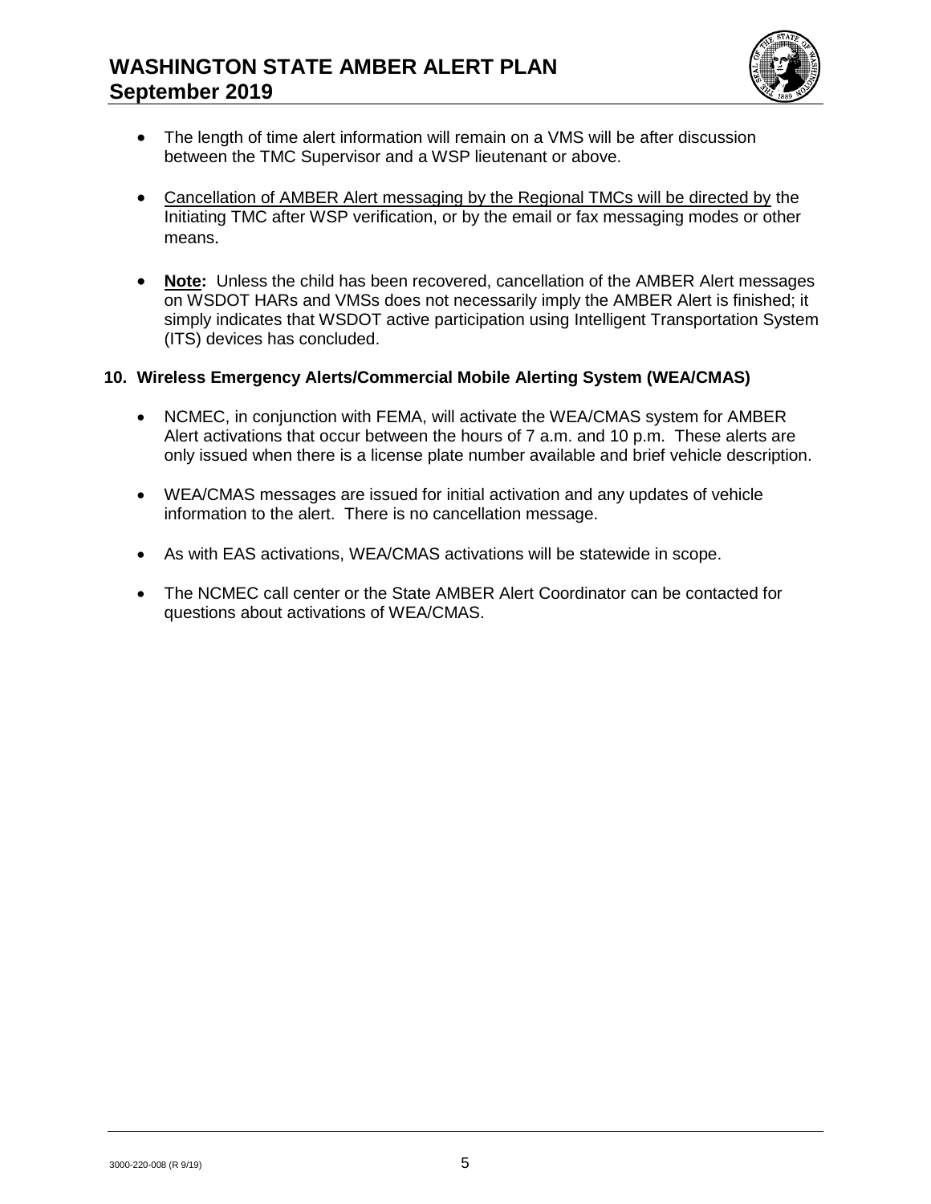- The length of time alert information will remain on a VMS will be after discussion between the TMC Supervisor and a WSP lieutenant or above.

- Cancellation of AMBER Alert messaging by the Regional TMCs will be directed by the Initiating TMC after WSP verification, or by the email or fax messaging modes or other means.

- **Note:** Unless the child has been recovered, cancellation of the AMBER Alert messages on WSDOT HARs and VMSs does not necessarily imply the AMBER Alert is finished; it simply indicates that WSDOT active participation using Intelligent Transportation System (ITS) devices has concluded.

### 10. Wireless Emergency Alerts/Commercial Mobile Alerting System (WEA/CMAS)

- NCMEC, in conjunction with FEMA, will activate the WEA/CMAS system for AMBER Alert activations that occur between the hours of 7 a.m. and 10 p.m. These alerts are only issued when there is a license plate number available and brief vehicle description.

- WEA/CMAS messages are issued for initial activation and any updates of vehicle information to the alert. There is no cancellation message.

- As with EAS activations, WEA/CMAS activations will be statewide in scope.

- The NCMEC call center or the State AMBER Alert Coordinator can be contacted for questions about activations of WEA/CMAS.